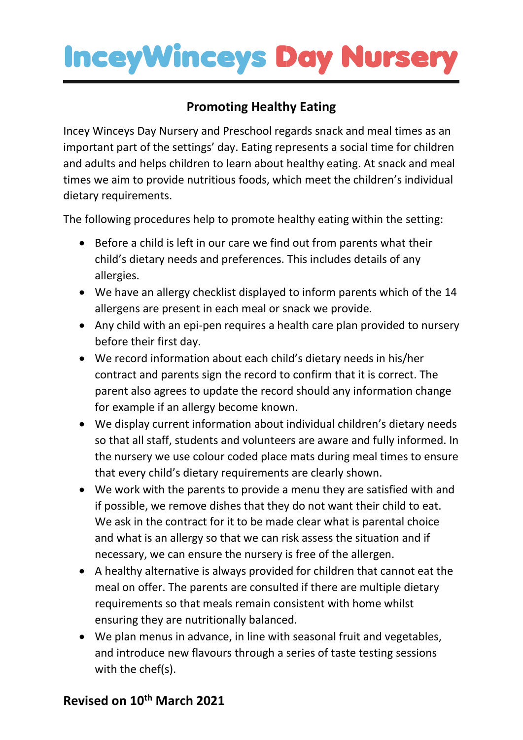# InceyWinceys Day Nursery

## Promoting Healthy Eating

Incey Winceys Day Nursery and Preschool regards snack and meal times as an important part of the settings' day. Eating represents a social time for children and adults and helps children to learn about healthy eating. At snack and meal times we aim to provide nutritious foods, which meet the children's individual dietary requirements.

The following procedures help to promote healthy eating within the setting:

- Before a child is left in our care we find out from parents what their child's dietary needs and preferences. This includes details of any allergies.
- We have an allergy checklist displayed to inform parents which of the 14 allergens are present in each meal or snack we provide.
- Any child with an epi-pen requires a health care plan provided to nursery before their first day.
- We record information about each child's dietary needs in his/her contract and parents sign the record to confirm that it is correct. The parent also agrees to update the record should any information change for example if an allergy become known.
- We display current information about individual children's dietary needs so that all staff, students and volunteers are aware and fully informed. In the nursery we use colour coded place mats during meal times to ensure that every child's dietary requirements are clearly shown.
- We work with the parents to provide a menu they are satisfied with and if possible, we remove dishes that they do not want their child to eat. We ask in the contract for it to be made clear what is parental choice and what is an allergy so that we can risk assess the situation and if necessary, we can ensure the nursery is free of the allergen.
- A healthy alternative is always provided for children that cannot eat the meal on offer. The parents are consulted if there are multiple dietary requirements so that meals remain consistent with home whilst ensuring they are nutritionally balanced.
- We plan menus in advance, in line with seasonal fruit and vegetables, and introduce new flavours through a series of taste testing sessions with the chef(s).

**Revised on 10th March 2021**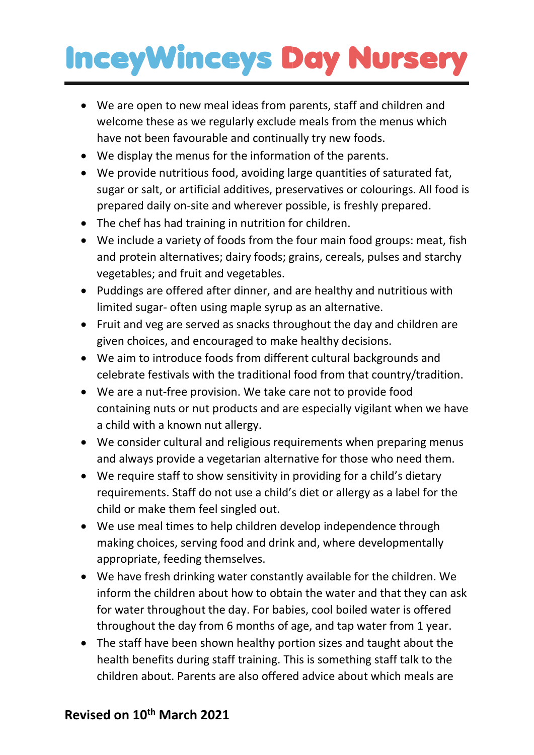- We are open to new meal ideas from parents, staff and children and welcome these as we regularly exclude meals from the menus which have not been favourable and continually try new foods.
- We display the menus for the information of the parents.
- We provide nutritious food, avoiding large quantities of saturated fat, sugar or salt, or artificial additives, preservatives or colourings. All food is prepared daily on-site and wherever possible, is freshly prepared.
- The chef has had training in nutrition for children.
- We include a variety of foods from the four main food groups: meat, fish and protein alternatives; dairy foods; grains, cereals, pulses and starchy vegetables; and fruit and vegetables.
- Puddings are offered after dinner, and are healthy and nutritious with limited sugar- often using maple syrup as an alternative.
- Fruit and veg are served as snacks throughout the day and children are given choices, and encouraged to make healthy decisions.
- We aim to introduce foods from different cultural backgrounds and celebrate festivals with the traditional food from that country/tradition.
- We are a nut-free provision. We take care not to provide food containing nuts or nut products and are especially vigilant when we have a child with a known nut allergy.
- We consider cultural and religious requirements when preparing menus and always provide a vegetarian alternative for those who need them.
- We require staff to show sensitivity in providing for a child's dietary requirements. Staff do not use a child's diet or allergy as a label for the child or make them feel singled out.
- We use meal times to help children develop independence through making choices, serving food and drink and, where developmentally appropriate, feeding themselves.
- We have fresh drinking water constantly available for the children. We inform the children about how to obtain the water and that they can ask for water throughout the day. For babies, cool boiled water is offered throughout the day from 6 months of age, and tap water from 1 year.
- The staff have been shown healthy portion sizes and taught about the health benefits during staff training. This is something staff talk to the children about. Parents are also offered advice about which meals are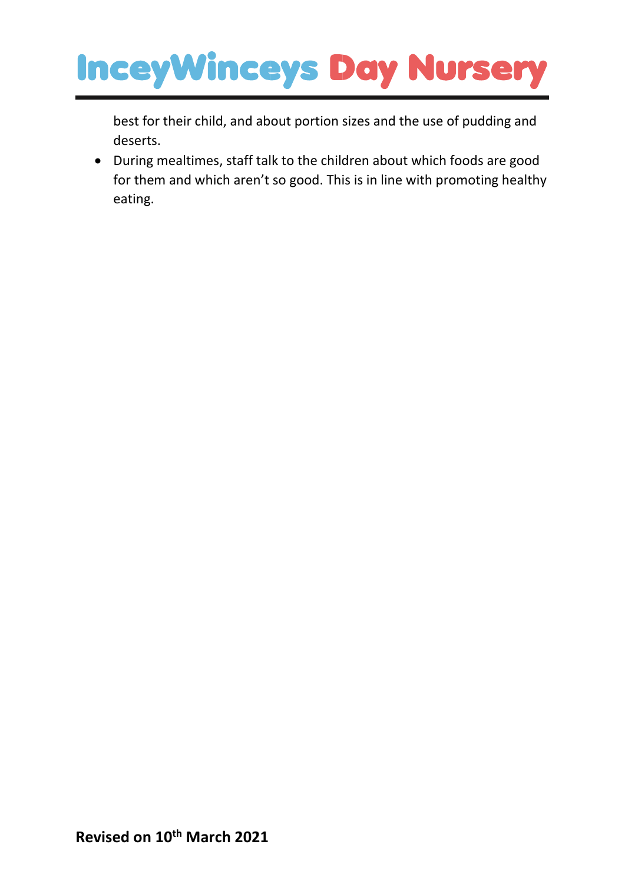best for their child, and about portion sizes and the use of pudding and deserts.

- During mealtimes, staff talk to the children about which foods are good for them and which aren't so good. This is in line with promoting healthy eating.

**Revised on 10th March 2021**